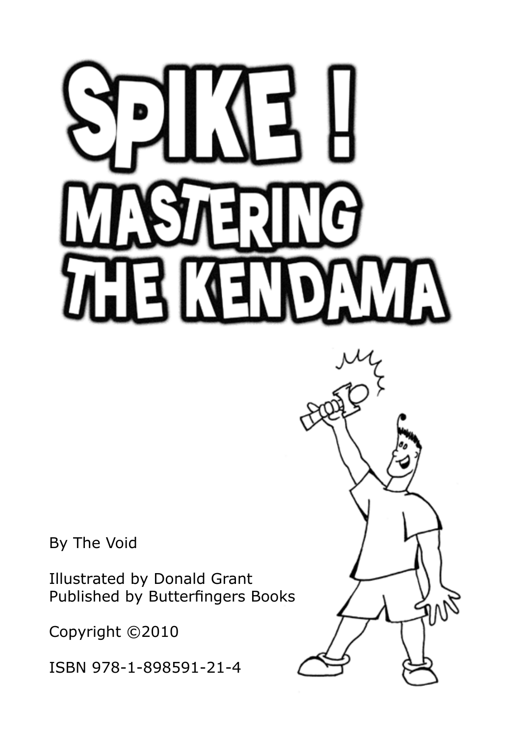# SPIKE ! MASTERING THE KENDAMA

By The Void

Illustrated by Donald Grant
Published by Butterfingers Books

Copyright ©2010

ISBN 978-1-898591-21-4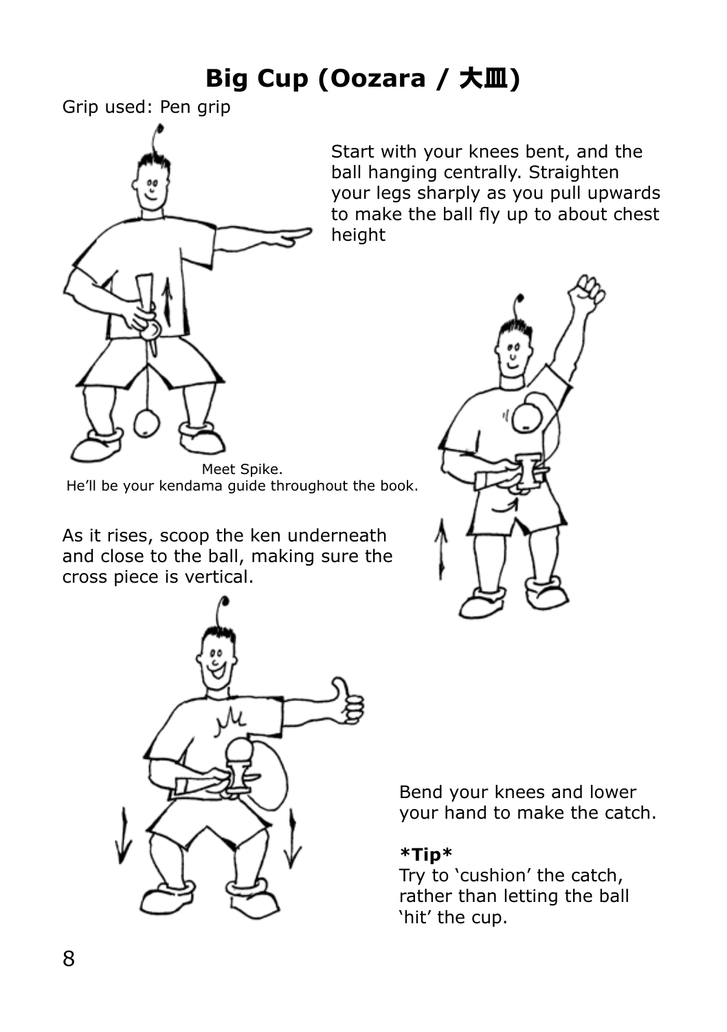# Big Cup (Oozara / 大皿)

Grip used: Pen grip

Start with your knees bent, and the ball hanging centrally. Straighten your legs sharply as you pull upwards to make the ball fly up to about chest height

Meet Spike.
He'll be your kendama guide throughout the book.

As it rises, scoop the ken underneath and close to the ball, making sure the cross piece is vertical.

Bend your knees and lower your hand to make the catch.

**\*Tip\***
Try to 'cushion' the catch, rather than letting the ball 'hit' the cup.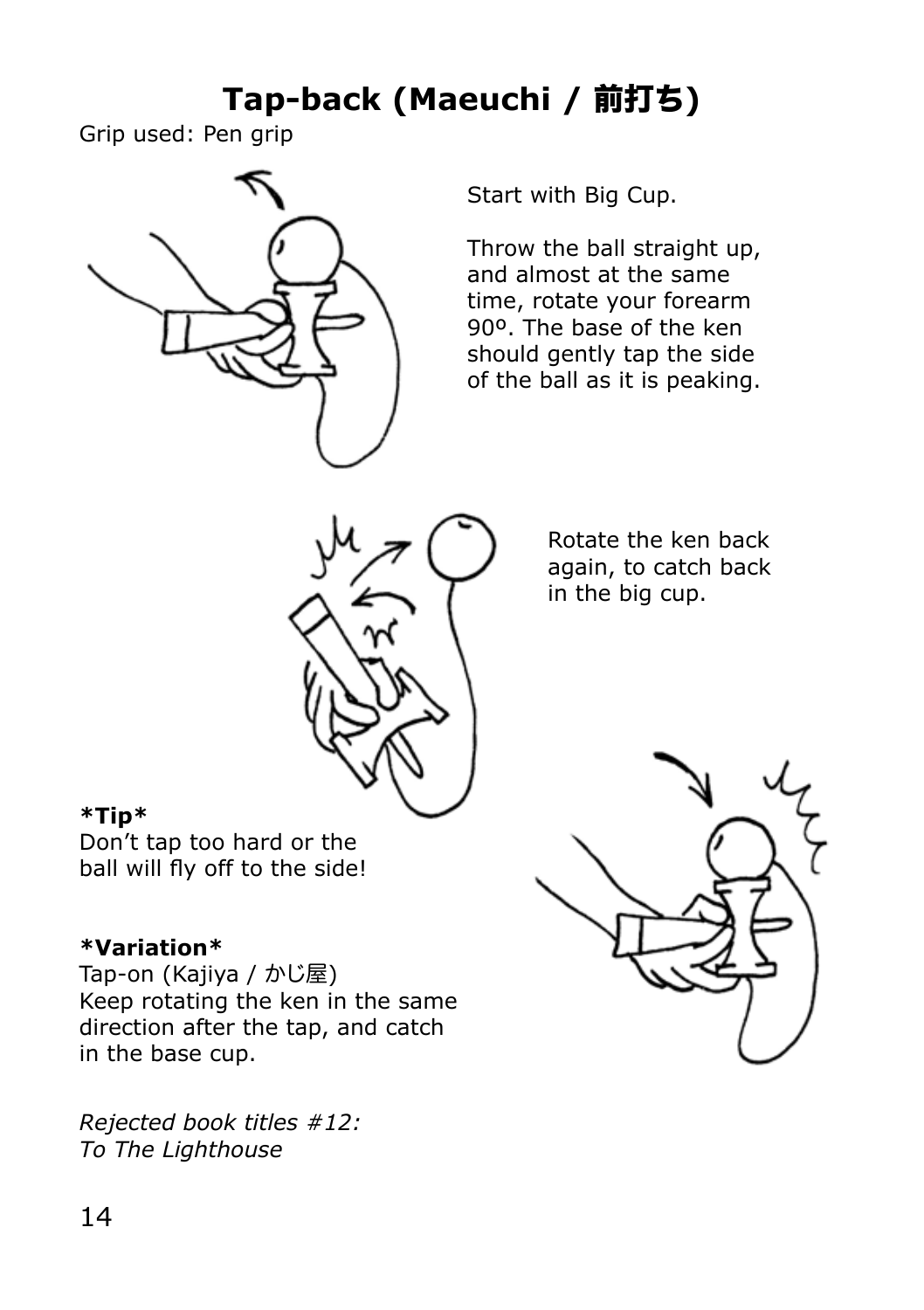# Tap-back (Maeuchi / 前打ち)

Grip used: Pen grip

Start with Big Cup.

Throw the ball straight up, and almost at the same time, rotate your forearm 90º. The base of the ken should gently tap the side of the ball as it is peaking.

Rotate the ken back again, to catch back in the big cup.

**\*Tip\***
Don't tap too hard or the ball will fly off to the side!

**\*Variation\***
Tap-on (Kajiya / かじ屋)
Keep rotating the ken in the same direction after the tap, and catch in the base cup.

*Rejected book titles #12:*
*To The Lighthouse*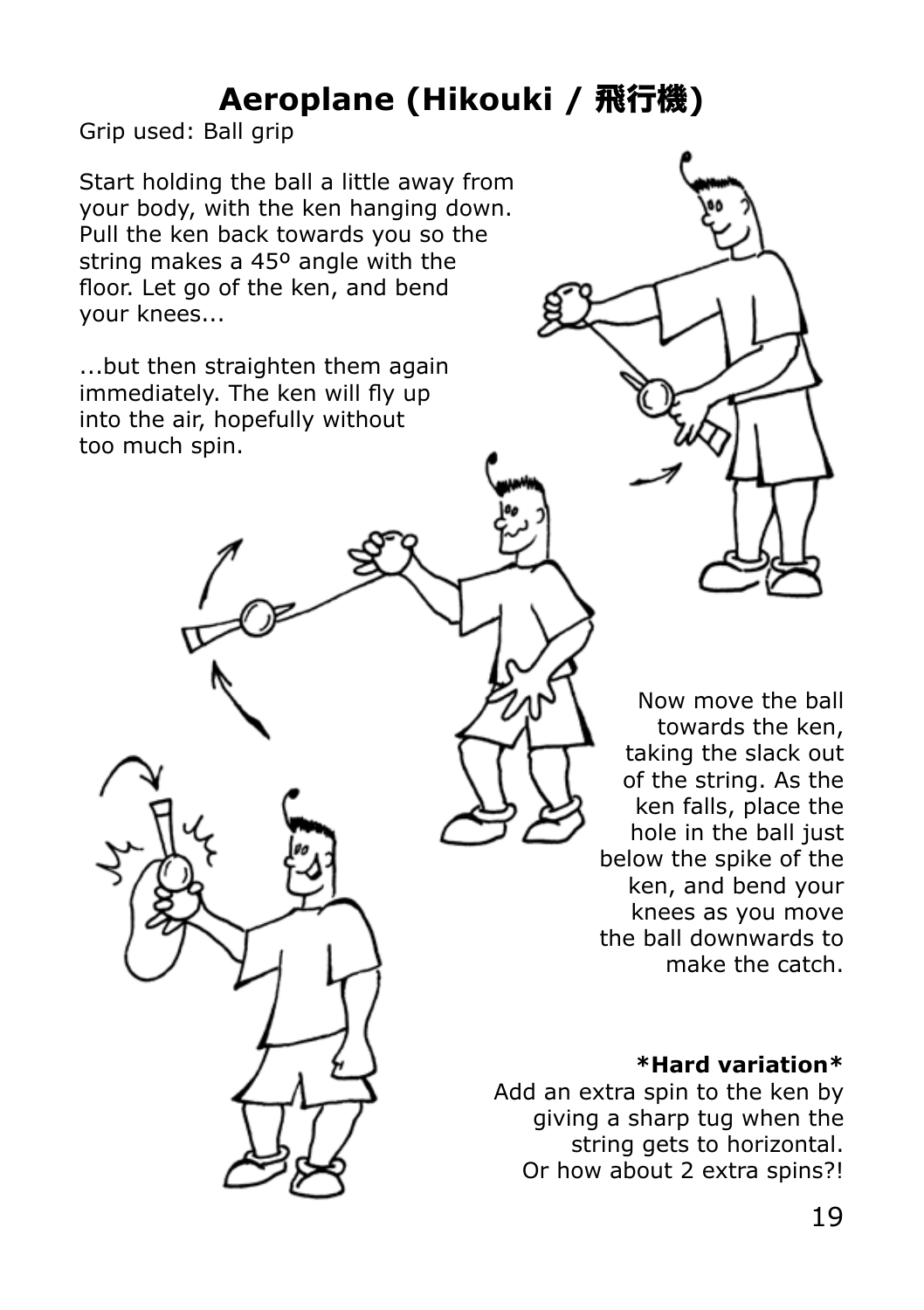# Aeroplane (Hikouki / 飛行機)

Grip used: Ball grip

Start holding the ball a little away from your body, with the ken hanging down. Pull the ken back towards you so the string makes a 45º angle with the floor. Let go of the ken, and bend your knees...

...but then straighten them again immediately. The ken will fly up into the air, hopefully without too much spin.

Now move the ball towards the ken, taking the slack out of the string. As the ken falls, place the hole in the ball just below the spike of the ken, and bend your knees as you move the ball downwards to make the catch.

**\*Hard variation\***

Add an extra spin to the ken by giving a sharp tug when the string gets to horizontal. Or how about 2 extra spins?!